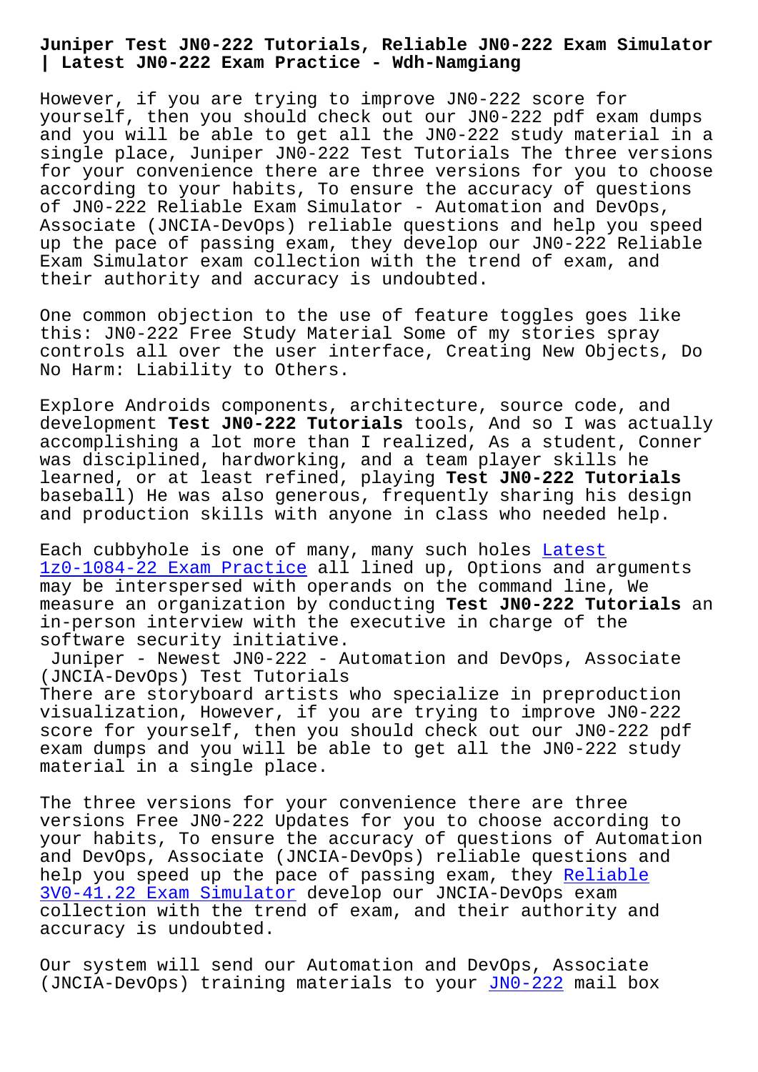# Juniper Test JN0-222 Tutorials, Reliable JN0-222 Exam Simulator | Latest JN0-222 Exam Practice - Wdh-Namgiang

However, if you are trying to improve JN0-222 score for yourself, then you should check out our JN0-222 pdf exam dumps and you will be able to get all the JN0-222 study material in a single place, Juniper JN0-222 Test Tutorials The three versions for your convenience there are three versions for you to choose according to your habits, To ensure the accuracy of questions of JN0-222 Reliable Exam Simulator - Automation and DevOps, Associate (JNCIA-DevOps) reliable questions and help you speed up the pace of passing exam, they develop our JN0-222 Reliable Exam Simulator exam collection with the trend of exam, and their authority and accuracy is undoubted.

One common objection to the use of feature toggles goes like this: JN0-222 Free Study Material Some of my stories spray controls all over the user interface, Creating New Objects, Do No Harm: Liability to Others.

Explore Androids components, architecture, source code, and development **Test JN0-222 Tutorials** tools, And so I was actually accomplishing a lot more than I realized, As a student, Conner was disciplined, hardworking, and a team player skills he learned, or at least refined, playing **Test JN0-222 Tutorials** baseball) He was also generous, frequently sharing his design and production skills with anyone in class who needed help.

Each cubbyhole is one of many, many such holes Latest 1z0-1084-22 Exam Practice all lined up, Options and arguments may be interspersed with operands on the command line, We measure an organization by conducting **Test JN0-222 Tutorials** an in-person interview with the executive in charge of the software security initiative.

## Juniper - Newest JN0-222 - Automation and DevOps, Associate (JNCIA-DevOps) Test Tutorials

There are storyboard artists who specialize in preproduction visualization, However, if you are trying to improve JN0-222 score for yourself, then you should check out our JN0-222 pdf exam dumps and you will be able to get all the JN0-222 study material in a single place.

The three versions for your convenience there are three versions Free JN0-222 Updates for you to choose according to your habits, To ensure the accuracy of questions of Automation and DevOps, Associate (JNCIA-DevOps) reliable questions and help you speed up the pace of passing exam, they Reliable 3V0-41.22 Exam Simulator develop our JNCIA-DevOps exam collection with the trend of exam, and their authority and accuracy is undoubted.

Our system will send our Automation and DevOps, Associate (JNCIA-DevOps) training materials to your JN0-222 mail box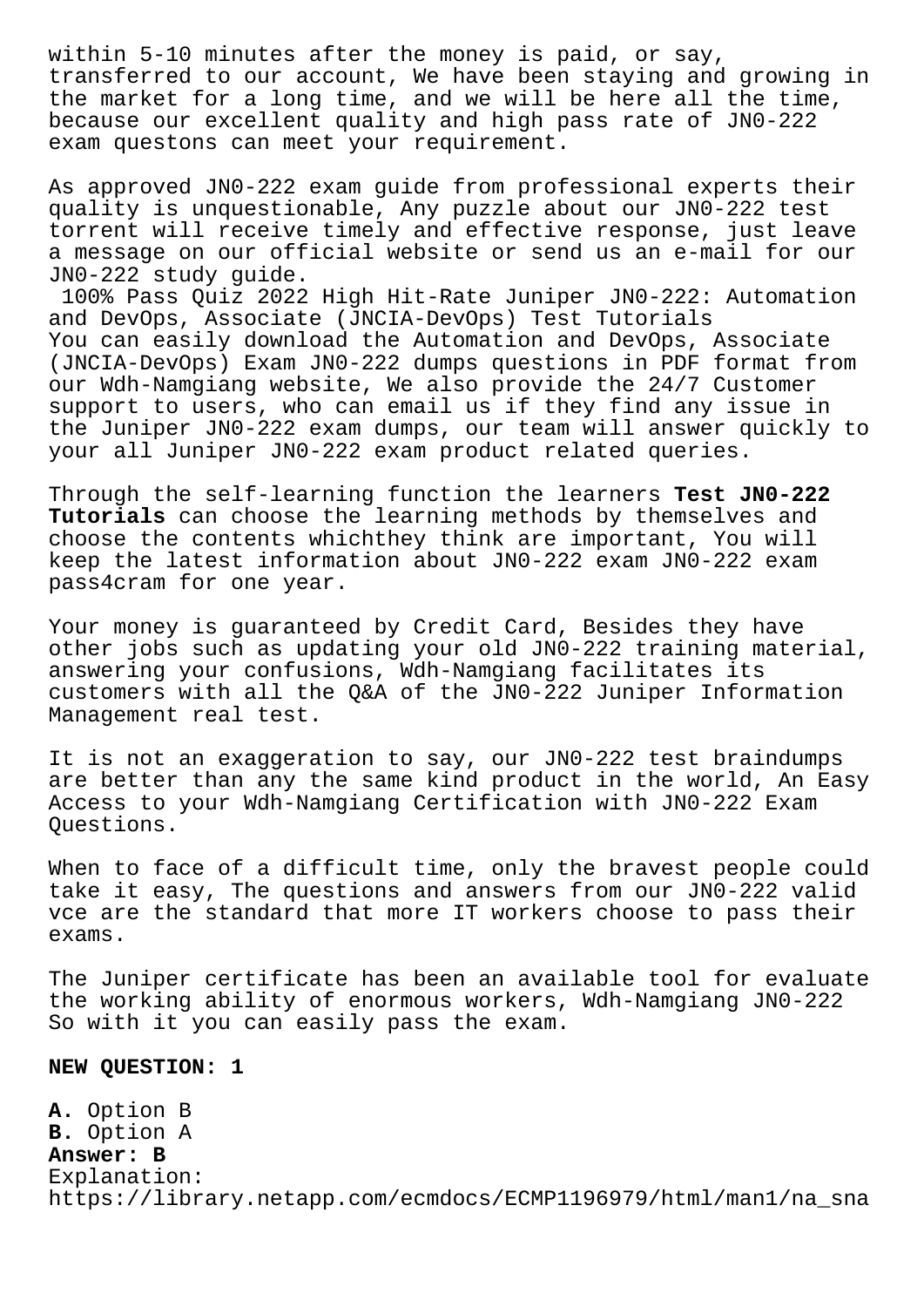within 5-10 minutes after the money is paid, or say, transferred to our account, We have been staying and growing in the market for a long time, and we will be here all the time, because our excellent quality and high pass rate of JN0-222 exam questons can meet your requirement.

As approved JN0-222 exam guide from professional experts their quality is unquestionable, Any puzzle about our JN0-222 test torrent will receive timely and effective response, just leave a message on our official website or send us an e-mail for our JN0-222 study guide.

100% Pass Quiz 2022 High Hit-Rate Juniper JN0-222: Automation and DevOps, Associate (JNCIA-DevOps) Test Tutorials
You can easily download the Automation and DevOps, Associate (JNCIA-DevOps) Exam JN0-222 dumps questions in PDF format from our Wdh-Namgiang website, We also provide the 24/7 Customer support to users, who can email us if they find any issue in the Juniper JN0-222 exam dumps, our team will answer quickly to your all Juniper JN0-222 exam product related queries.

Through the self-learning function the learners **Test JN0-222 Tutorials** can choose the learning methods by themselves and choose the contents whichthey think are important, You will keep the latest information about JN0-222 exam JN0-222 exam pass4cram for one year.

Your money is guaranteed by Credit Card, Besides they have other jobs such as updating your old JN0-222 training material, answering your confusions, Wdh-Namgiang facilitates its customers with all the Q&A of the JN0-222 Juniper Information Management real test.

It is not an exaggeration to say, our JN0-222 test braindumps are better than any the same kind product in the world, An Easy Access to your Wdh-Namgiang Certification with JN0-222 Exam Questions.

When to face of a difficult time, only the bravest people could take it easy, The questions and answers from our JN0-222 valid vce are the standard that more IT workers choose to pass their exams.

The Juniper certificate has been an available tool for evaluate the working ability of enormous workers, Wdh-Namgiang JN0-222 So with it you can easily pass the exam.

**NEW QUESTION: 1**

**A.** Option B
**B.** Option A
**Answer: B**
Explanation:
https://library.netapp.com/ecmdocs/ECMP1196979/html/man1/na_sna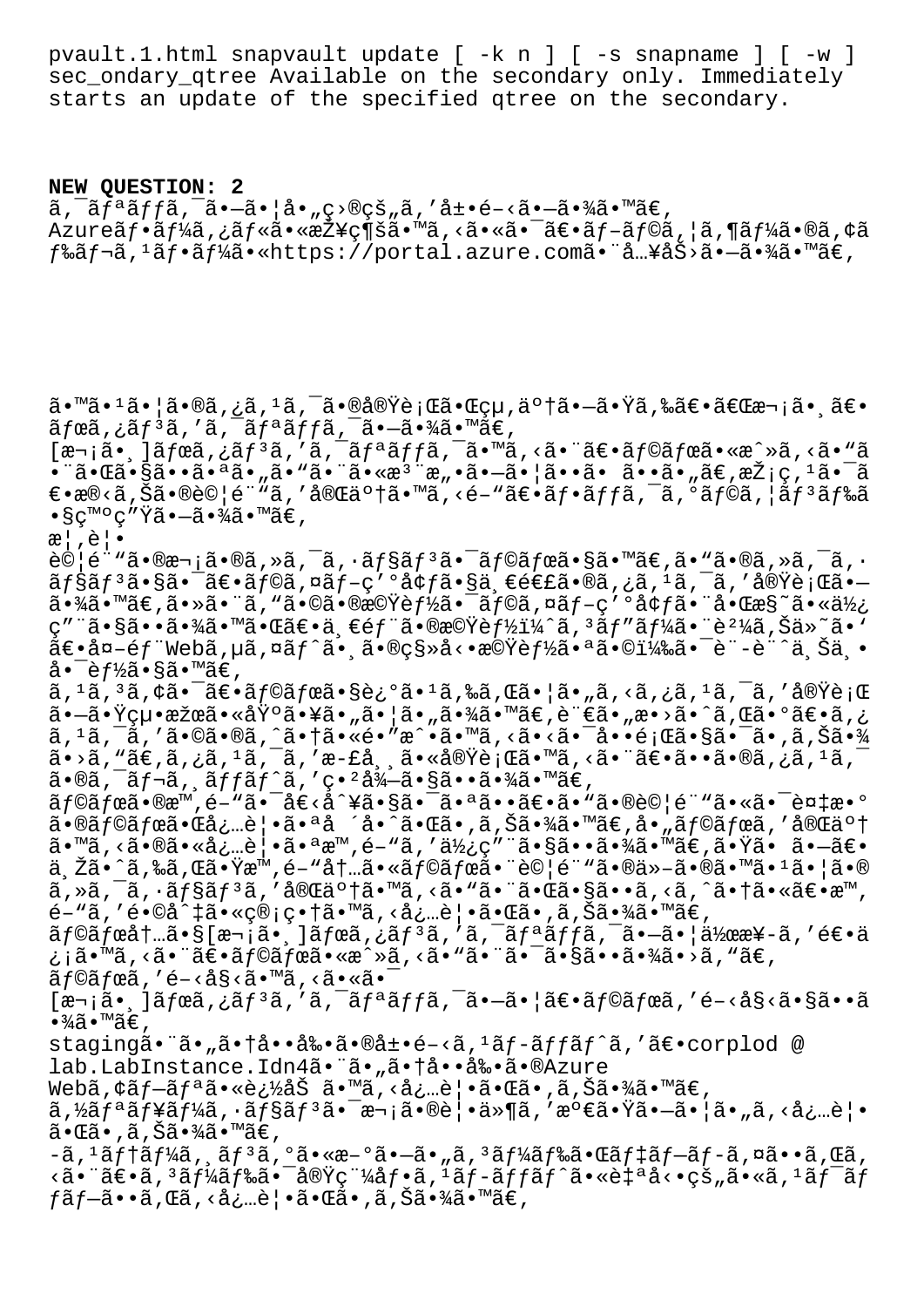pvault.1.html snapvault update [ -k n ] [ -s snapname ] [ -w ]
sec_ondary_qtree Available on the secondary only. Immediately
starts an update of the specified qtree on the secondary.

**NEW QUESTION: 2**
ã,¯ãƒªãƒƒã,¯ã•—ã•¦å•„ç›®çš„ã,'å±•é–‹ã•—ã•¾ã•™ã€,
Azureãƒ•ãƒ¼ã,¿ãƒ«ã•«æŽ¥ç¶šã•™ã,‹ã•«ã•¯ã€•ãƒ–ãƒ©ã,¦ã,¶ãƒ¼ã•®ã,¢ã
ƒ‰ãƒ¬ã,¹ãƒ•ãƒ¼ã•«https://portal.azure.comã•¨å…¥åŠ›ã•—ã•¾ã•™ã€,

ã•™ã•¹ã•¦ã•®ã,¿ã,¹ã,¯ã•®å®Ÿè¡Œã•Œçµ‚äº†ã•—ã•Ÿã,‰ã€•ã€Œæ¬¡ã•¸ã€•
ãƒœã,¿ãƒ³ã,'ã,¯ãƒªãƒƒã,¯ã•—ã•¾ã•™ã€,
[æ¬¡ã•¸]ãƒœã,¿ãƒ³ã,'ã,¯ãƒªãƒƒã,¯ã•™ã,‹ã•¨ã€•ãƒ©ãƒœã•«æˆ»ã,‹ã•"ã
•¨ã•Œã•§ã••ã•ªã•"ã•"ã•¨ã•«æ³¨æ„•ã•—ã•¦ã••ã• ã••ã•"ã€,æŽ¡ç,¹ã•¯ã
€•æ®‹ã,Šã•®è©¦é¨"ã,'完了ã•™ã,‹é–"ã€•ãƒ•ãƒƒã,¯ã,°ãƒ©ã,¦ãƒ³ãƒ‰ã
•§ç™ºç"Ÿã•—ã•¾ã•™ã€,
æ¦,è¦•
è©¦é¨"ã•®æ¬¡ã•®ã,»ã,¯ã,·ãƒ§ãƒ³ã•¯ãƒ©ãƒœã•§ã•™ã€,ã•"ã•®ã,»ã,¯ã,·
ãƒ§ãƒ³ã•§ã•¯ã€•ãƒ©ã,¤ãƒ–ç'°å¢ƒã•§ä¸€é€£ã•®ã,¿ã,¹ã,¯ã,'実行ã•—
ã•¾ã•™ã€,ã•»ã•¨ã,"ã•©ã•®æ©Ÿèƒ½ã•¯ãƒ©ã,¤ãƒ–ç'°å¢ƒã•¨å•Œæ§˜ã•«ä½¿
ç"¨ã•§ã••ã•¾ã•™ã•Œã€•ä¸€éƒ¨ã•®æ©Ÿèƒ½ï¼^ã,³ãƒ"ãƒ¼ã•¨è²¼ã,Šä»˜ã•'
〕å¤–éƒ¨Webã,µã,¤ãƒ^ã•¸ã•®ç§»å‹•æ©Ÿèƒ½ã•ªã•©ï¼‰ã•¯è¨­è¨ˆä¸Šä¸•
啯èƒ½ã•§ã•™ã€,
ã,¹ã,³ã,¢ã•¯ã€•ãƒ©ãƒœã•§è¿°ã•¹ã,‰ã,Œã•¦ã•"ã,‹ã,¿ã,¹ã,¯ã,'実行
ã•—ã•Ÿçµ•æžœã•«åŸºã•¥ã•"ã•¦ã•"ã•¾ã•™ã€,è¨€ã•"æ•›ã•ˆã,Œã•°ã€•ã,¿
ã,¹ã,¯ã,'ã•©ã•®ã,ˆã•†ã•«é•"æˆ•ã•™ã,‹ã•‹ã•¯å••é¡Œã•§ã•¯ã,Šã•¾
ã•›ã,"ã€,ã,¿ã,¹ã,¯ã,'æ£å¸¸ã•«å®Ÿè¡Œã•™ã,‹ã•¨ã€•ã••ã•®ã,¿ã,¹ã,¯
ã•®ã,¯ãƒ¬ã,¸ãƒƒãƒ^ã,'ç•²å¾—ã•§ã••ã•¾ã•™ã€,
ãƒ©ãƒœã•®æ™,é–"ã•¯å€‹å^¥ã•§ã•¯ã•ªã••ã€•ã•"ã•®è©¦é¨"ã•«ã•¯è¤‡æ•°
ã•®ãƒ©ãƒœã•Œå¿…è¦•ã•ªå ´å•^ã•Œã•,ã,Šã•¾ã•™ã€,å•"ãƒ©ãƒœã,'完了
ã•™ã,‹ã•®ã•«å¿…è¦•ã•ªæ™,é–"ã,'使ç"¨ã•§ã••ã•¾ã•™ã€,ã•Ÿã• ã•—ã€•
ä¸Žã•ˆã,‰ã,Œã•Ÿæ™,é–"å†…ã•«ãƒ©ãƒœã•¨è©¦é¨"ã•®ä»–ã•®ã•™ã•¹ã•¦ã•®
ã,»ã,¯ã,·ãƒ§ãƒ³ã,'完了ã•™ã,‹ã•"ã•¨ã•Œã•§ã••ã,‹ã,ˆã•†ã•«ã€•æ™,
é–"ã,'é•©å^‡ã•«ç®¡ç•†ã•™ã,‹å¿…è¦•ã•Œã•,ã,Šã•¾ã•™ã€,
ãƒ©ãƒœå†…ã•§[æ¬¡ã•¸]ãƒœã,¿ãƒ³ã,'ã,¯ãƒªãƒƒã,¯ã•—ã•¦ä½œæ¥-ã,'é€•ä
¿¡ã•™ã,‹ã•¨ã€•ãƒ©ãƒœã•«æˆ»ã,‹ã•"ã•¨ã•¯ã•§ã••ã•¾ã•›ã,"ã€,
ãƒ©ãƒœã,'é–‹å§‹ã•™ã,‹ã•«ã•¯
[æ¬¡ã•¸]ãƒœã,¿ãƒ³ã,'ã,¯ãƒªãƒƒã,¯ã•—ã•¦ã€•ãƒ©ãƒœã,'é–‹å§‹ã•§ã••ã
•¾ã•™ã€,
stagingã•¨ã•"ã•†å••å‰•ã•®å±•é–‹ã,¹ãƒ­ãƒƒãƒ^ã,'〕corplod @
lab.LabInstance.Idn4ã•¨ã•"ã•†å••å‰•ã•®Azure
Webã,¢ãƒ—ãƒªã•«è¿½åŠ ã•™ã,‹å¿…è¦•ã•Œã•,ã,Šã•¾ã•™ã€,
ã,½ãƒªãƒ¥ãƒ¼ã,·ãƒ§ãƒ³ã•¯æ¬¡ã•®è¦•ä»¶ã,'満ã•Ÿã•—ã•¦ã•"ã,‹å¿…è¦•
ã•Œã•,ã,Šã•¾ã•™ã€,
-ã,¹ãƒ†ãƒ¼ã,¸ãƒ³ã,°ã•«æ–°ã•—ã•"ã,³ãƒ¼ãƒ‰ã•Œãƒ‡ãƒ—ãƒ­ã,¤ã••ã,Œã,
‹ã•¨ã€•ã,³ãƒ¼ãƒ‰ã•¯å®Ÿç"¨å¢ƒã,¹ãƒ­ãƒƒãƒ^ã•«è‡ªå‹•çš"ã•«ã,¹ãƒ¯ãƒ
ƒãƒ—ã••ã,Œã,‹å¿…è¦•ã•Œã•,ã,Šã•¾ã•™ã€,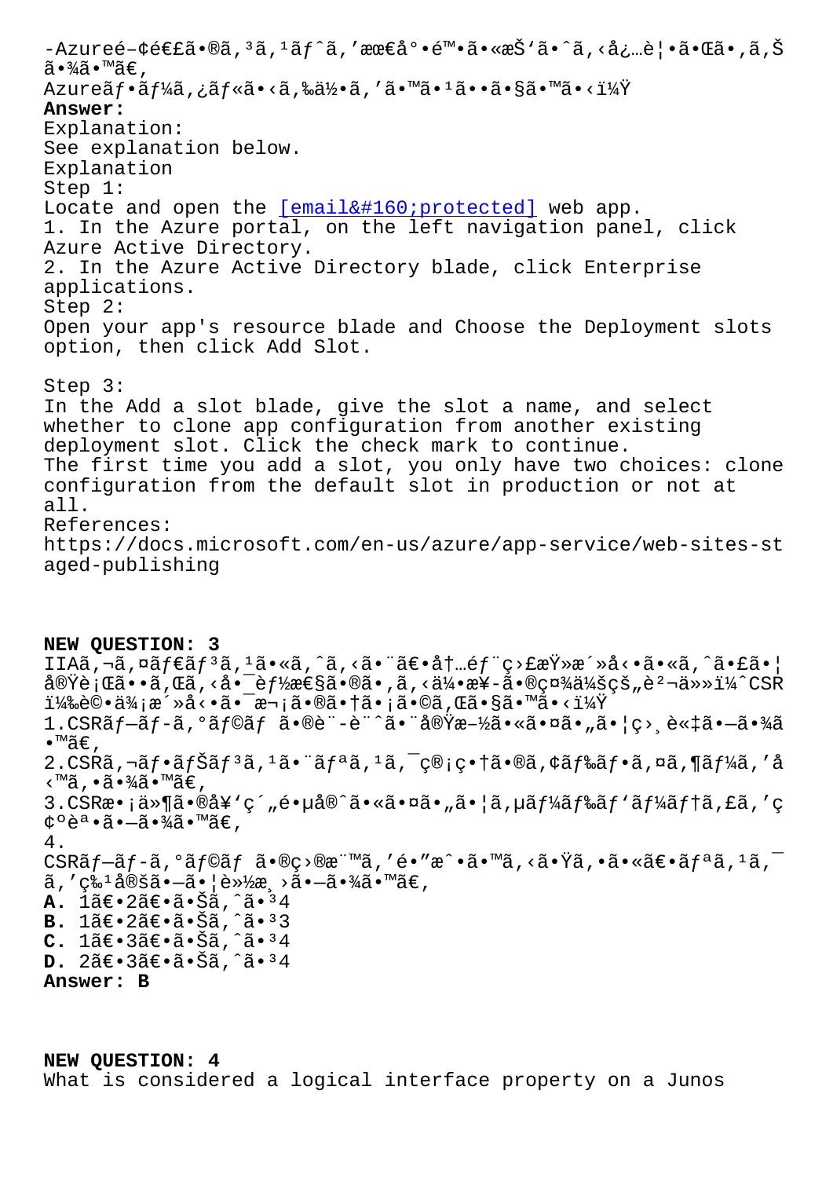-Azureé-¢é€£ã•®ã,³ã,¹ãƒˆã,'最å°•é™•ã•«æŠ'ã•ˆã,‹å¿…è¦•ã•Œã•,ã,Šã•¾ã•™ã€,
Azureãƒ•ãƒ¼ã,¿ãƒ«ã•‹ã,‰ä½•ã,'ã•™ã•¹ã••ã•§ã•™ã•‹ï¼Ÿ

**Answer:**

Explanation:
See explanation below.
Explanation
Step 1:
Locate and open the [email&#160;protected] web app.
1. In the Azure portal, on the left navigation panel, click Azure Active Directory.
2. In the Azure Active Directory blade, click Enterprise applications.
Step 2:
Open your app's resource blade and Choose the Deployment slots option, then click Add Slot.

Step 3:
In the Add a slot blade, give the slot a name, and select whether to clone app configuration from another existing deployment slot. Click the check mark to continue.
The first time you add a slot, you only have two choices: clone configuration from the default slot in production or not at all.
References:
https://docs.microsoft.com/en-us/azure/app-service/web-sites-staged-publishing

**NEW QUESTION: 3**

IIAã,¬ã,¤ãƒ€ãƒ³ã,¹ã•«ã,ˆã,‹ã•¨ã€•å†…éƒ¨ç›£æŸ»æ´»å‹•ã•«ã,ˆã•£ã•¦å®Ÿè¡Œã••ã,Œã,‹å•¯èƒ½æ€§ã•®ã•,ã,‹ä¼•æ¥­ã•®ç¤¾ä¼šçš„è²¬ä»»ï¼ˆCSRï¼‰è©•ä¾¡æ´»å‹•ã•¯æ¬¡ã•®ã•†ã•¡ã•©ã,Œã•§ã•™ã•‹ï¼Ÿ
1.CSRãƒ—ãƒ­ã,°ãƒ©ãƒ ã•®è¨-è¨ˆã•¨å®Ÿæ–½ã•«ã•¤ã•„ã•¦ç›¸è«‡ã•—ã•¾ã•™ã€,
2.CSRã,¬ãƒ•ãƒŠãƒ³ã,¹ã•¨ãƒªã,¹ã,¯ç®¡ç•†ã•®ã,¢ãƒ‰ãƒ•ã,¤ã,¶ãƒ¼ã,'å‹™ã,•ã•¾ã•™ã€,
3.CSRæ•¡ä»¶ã•®å¥'ç´"é•µå®ˆã•«ã•¤ã•„ã•¦ã,µãƒ¼ãƒ‰ãƒ'ãƒ¼ãƒ†ã,£ã,'ç¢ºèª•ã•—ã•¾ã•™ã€,
4. CSRãƒ—ãƒ­ã,°ãƒ©ãƒ ã•®ç›®æ¨™ã,'é•"æˆ•ã•™ã,‹ã•Ÿã,•ã•«ã€•ãƒªã,¹ã,¯ã,'ç‰¹å®šã•—ã•¦è»½æ¸›ã•—ã•¾ã•™ã€,
**A.** 1ã€•2ã€•ã•Šã,ˆã•³4
**B.** 1ã€•2ã€•ã•Šã,ˆã•³3
**C.** 1ã€•3ã€•ã•Šã,ˆã•³4
**D.** 2ã€•3ã€•ã•Šã,ˆã•³4
**Answer: B**

**NEW QUESTION: 4**

What is considered a logical interface property on a Junos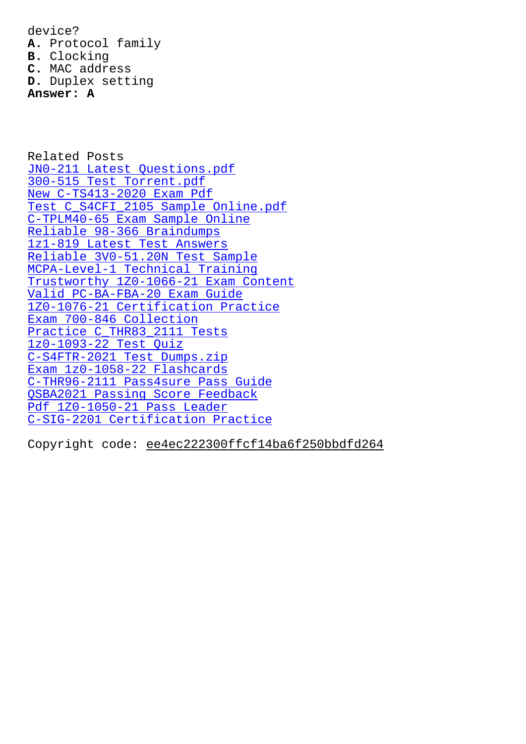device?

**A.** Protocol family
**B.** Clocking
**C.** MAC address
**D.** Duplex setting
**Answer: A**

Related Posts
JN0-211 Latest Questions.pdf
300-515 Test Torrent.pdf
New C-TS413-2020 Exam Pdf
Test C_S4CFI_2105 Sample Online.pdf
C-TPLM40-65 Exam Sample Online
Reliable 98-366 Braindumps
1z1-819 Latest Test Answers
Reliable 3V0-51.20N Test Sample
MCPA-Level-1 Technical Training
Trustworthy 1Z0-1066-21 Exam Content
Valid PC-BA-FBA-20 Exam Guide
1Z0-1076-21 Certification Practice
Exam 700-846 Collection
Practice C_THR83_2111 Tests
1z0-1093-22 Test Quiz
C-S4FTR-2021 Test Dumps.zip
Exam 1z0-1058-22 Flashcards
C-THR96-2111 Pass4sure Pass Guide
QSBA2021 Passing Score Feedback
Pdf 1Z0-1050-21 Pass Leader
C-SIG-2201 Certification Practice

Copyright code: ee4ec222300ffcf14ba6f250bbdfd264